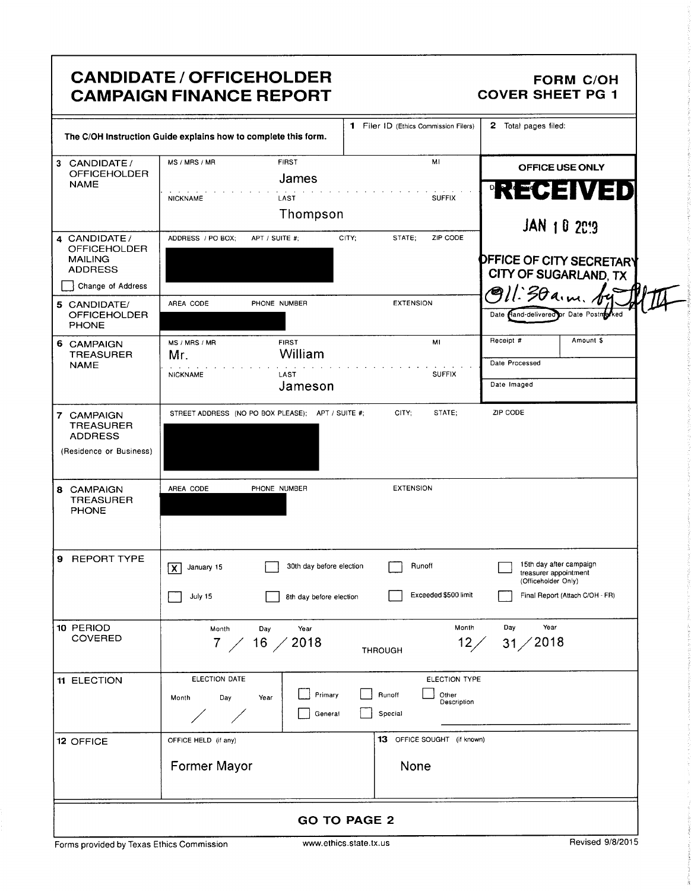# CANDIDATE / OFFICEHOLDER CAMPAIGN FINANCE REPORT

**FORM C/OH COVER SHEET PG 1**

The C/OH Instruction Guide explains how to complete this form.

**1** Filer ID (Ethics Commission Filers):

**2** Total pages filed:

**3 CANDIDATE / OFFICEHOLDER NAME**

| MS / MRS / MR | FIRST | MI |
|---|---|---|
| | James | |
| NICKNAME | LAST | SUFFIX |
| | Thompson | |

**OFFICE USE ONLY**

RECEIVED
JAN 10 2019
OFFICE OF CITY SECRETARY
CITY OF SUGARLAND, TX
@11:30 a.m. by

Date Hand-delivered or Date Postmarked

| Receipt # | Amount $ |
|---|---|
| Date Processed | |
| Date Imaged | |

**4 CANDIDATE / OFFICEHOLDER MAILING ADDRESS**

ADDRESS / PO BOX; APT / SUITE #; CITY; STATE; ZIP CODE

☐ Change of Address

**5 CANDIDATE/ OFFICEHOLDER PHONE**

AREA CODE PHONE NUMBER EXTENSION

**6 CAMPAIGN TREASURER NAME**

| MS / MRS / MR | FIRST | MI |
|---|---|---|
| Mr. | William | |
| NICKNAME | LAST | SUFFIX |
| | Jameson | |

**7 CAMPAIGN TREASURER ADDRESS** (Residence or Business)

STREET ADDRESS (NO PO BOX PLEASE); APT / SUITE #; CITY; STATE; ZIP CODE

**8 CAMPAIGN TREASURER PHONE**

AREA CODE PHONE NUMBER EXTENSION

**9 REPORT TYPE**

- [X] January 15
- [ ] July 15
- [ ] 30th day before election
- [ ] 8th day before election
- [ ] Runoff
- [ ] Exceeded $500 limit
- [ ] 15th day after campaign treasurer appointment (Officeholder Only)
- [ ] Final Report (Attach C/OH - FR)

**10 PERIOD COVERED**

Month / Day / Year: 7 / 16 / 2018 THROUGH Month / Day / Year: 12 / 31 / 2018

**11 ELECTION**

ELECTION DATE: Month / Day / Year: / /

ELECTION TYPE:
- [ ] Primary
- [ ] General
- [ ] Runoff
- [ ] Special
- [ ] Other Description

**12 OFFICE**

OFFICE HELD (if any): Former Mayor

**13** OFFICE SOUGHT (if known): None

**GO TO PAGE 2**

Forms provided by Texas Ethics Commission www.ethics.state.tx.us Revised 9/8/2015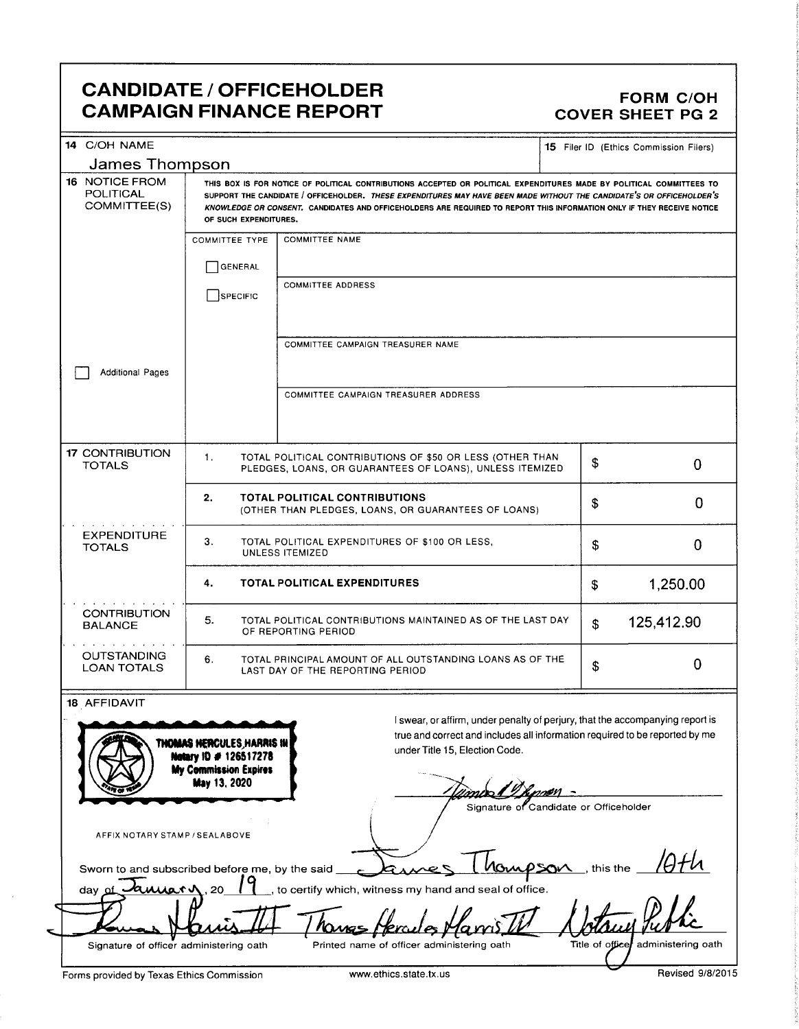# CANDIDATE / OFFICEHOLDER CAMPAIGN FINANCE REPORT

**FORM C/OH**
**COVER SHEET PG 2**

**14** C/OH NAME

James Thompson

**15** Filer ID (Ethics Commission Filers)

**16** NOTICE FROM POLITICAL COMMITTEE(S)

THIS BOX IS FOR NOTICE OF POLITICAL CONTRIBUTIONS ACCEPTED OR POLITICAL EXPENDITURES MADE BY POLITICAL COMMITTEES TO SUPPORT THE CANDIDATE / OFFICEHOLDER. *THESE EXPENDITURES MAY HAVE BEEN MADE WITHOUT THE CANDIDATE'S OR OFFICEHOLDER'S KNOWLEDGE OR CONSENT.* CANDIDATES AND OFFICEHOLDERS ARE REQUIRED TO REPORT THIS INFORMATION ONLY IF THEY RECEIVE NOTICE OF SUCH EXPENDITURES.

COMMITTEE TYPE

☐ GENERAL

☐ SPECIFIC

COMMITTEE NAME

COMMITTEE ADDRESS

COMMITTEE CAMPAIGN TREASURER NAME

COMMITTEE CAMPAIGN TREASURER ADDRESS

☐ Additional Pages

| | | | |
|---|---|---|---|
| **17** CONTRIBUTION TOTALS | 1. | TOTAL POLITICAL CONTRIBUTIONS OF $50 OR LESS (OTHER THAN PLEDGES, LOANS, OR GUARANTEES OF LOANS), UNLESS ITEMIZED | $ 0 |
| | 2. | **TOTAL POLITICAL CONTRIBUTIONS** (OTHER THAN PLEDGES, LOANS, OR GUARANTEES OF LOANS) | $ 0 |
| EXPENDITURE TOTALS | 3. | TOTAL POLITICAL EXPENDITURES OF $100 OR LESS, UNLESS ITEMIZED | $ 0 |
| | 4. | **TOTAL POLITICAL EXPENDITURES** | $ 1,250.00 |
| CONTRIBUTION BALANCE | 5. | TOTAL POLITICAL CONTRIBUTIONS MAINTAINED AS OF THE LAST DAY OF REPORTING PERIOD | $ 125,412.90 |
| OUTSTANDING LOAN TOTALS | 6. | TOTAL PRINCIPAL AMOUNT OF ALL OUTSTANDING LOANS AS OF THE LAST DAY OF THE REPORTING PERIOD | $ 0 |

**18** AFFIDAVIT

THOMAS HERCULES HARRIS III
Notary ID # 126517278
My Commission Expires
May 13, 2020

AFFIX NOTARY STAMP / SEALABOVE

I swear, or affirm, under penalty of perjury, that the accompanying report is true and correct and includes all information required to be reported by me under Title 15, Election Code.

Signature of Candidate or Officeholder

Sworn to and subscribed before me, by the said James Thompson, this the 10th day of January, 20 19, to certify which, witness my hand and seal of office.

| Signature of officer administering oath | Printed name of officer administering oath | Title of office administering oath |
|---|---|---|
| | Thomas Hercules Harris III | Notary Public |

Forms provided by Texas Ethics Commission www.ethics.state.tx.us Revised 9/8/2015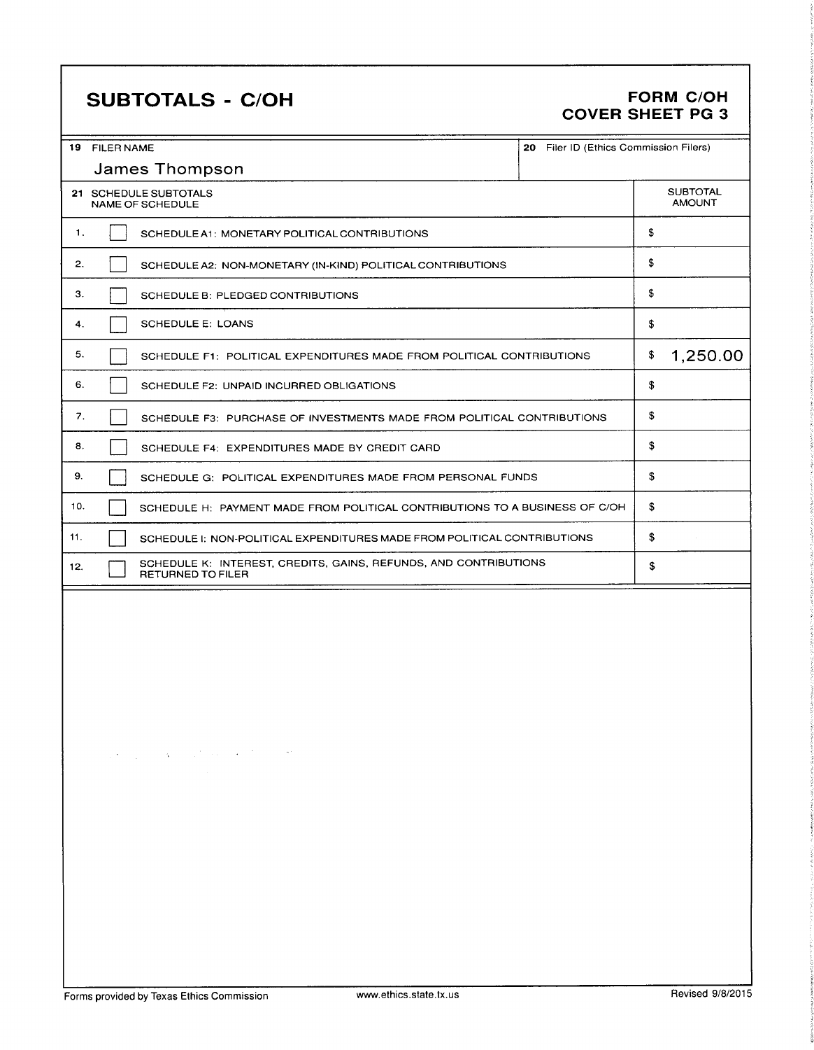# SUBTOTALS - C/OH

**FORM C/OH**
**COVER SHEET PG 3**

| 19 FILER NAME | 20 Filer ID (Ethics Commission Filers) |
|---|---|
| James Thompson | |

| 21 SCHEDULE SUBTOTALS NAME OF SCHEDULE | SUBTOTAL AMOUNT |
|---|---|
| 1. ☐ SCHEDULE A1: MONETARY POLITICAL CONTRIBUTIONS | $ |
| 2. ☐ SCHEDULE A2: NON-MONETARY (IN-KIND) POLITICAL CONTRIBUTIONS | $ |
| 3. ☐ SCHEDULE B: PLEDGED CONTRIBUTIONS | $ |
| 4. ☐ SCHEDULE E: LOANS | $ |
| 5. ☐ SCHEDULE F1: POLITICAL EXPENDITURES MADE FROM POLITICAL CONTRIBUTIONS | $ 1,250.00 |
| 6. ☐ SCHEDULE F2: UNPAID INCURRED OBLIGATIONS | $ |
| 7. ☐ SCHEDULE F3: PURCHASE OF INVESTMENTS MADE FROM POLITICAL CONTRIBUTIONS | $ |
| 8. ☐ SCHEDULE F4: EXPENDITURES MADE BY CREDIT CARD | $ |
| 9. ☐ SCHEDULE G: POLITICAL EXPENDITURES MADE FROM PERSONAL FUNDS | $ |
| 10. ☐ SCHEDULE H: PAYMENT MADE FROM POLITICAL CONTRIBUTIONS TO A BUSINESS OF C/OH | $ |
| 11. ☐ SCHEDULE I: NON-POLITICAL EXPENDITURES MADE FROM POLITICAL CONTRIBUTIONS | $ |
| 12. ☐ SCHEDULE K: INTEREST, CREDITS, GAINS, REFUNDS, AND CONTRIBUTIONS RETURNED TO FILER | $ |

Forms provided by Texas Ethics Commission    www.ethics.state.tx.us    Revised 9/8/2015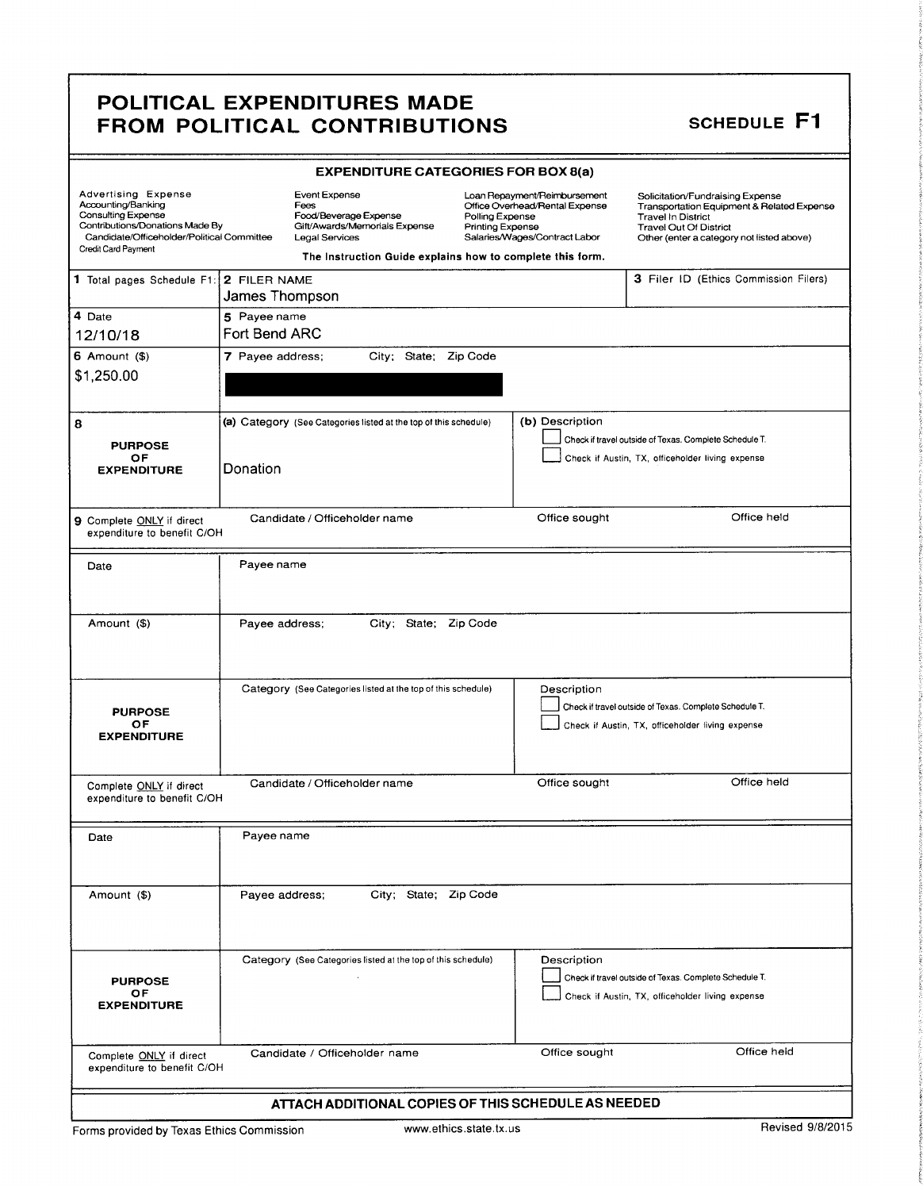# POLITICAL EXPENDITURES MADE FROM POLITICAL CONTRIBUTIONS

**SCHEDULE F1**

**EXPENDITURE CATEGORIES FOR BOX 8(a)**

| | | | |
|---|---|---|---|
| Advertising Expense | Event Expense | Loan Repayment/Reimbursement | Solicitation/Fundraising Expense |
| Accounting/Banking | Fees | Office Overhead/Rental Expense | Transportation Equipment & Related Expense |
| Consulting Expense | Food/Beverage Expense | Polling Expense | Travel In District |
| Contributions/Donations Made By Candidate/Officeholder/Political Committee | Gift/Awards/Memorials Expense | Printing Expense | Travel Out Of District |
| Credit Card Payment | Legal Services | Salaries/Wages/Contract Labor | Other (enter a category not listed above) |

**The Instruction Guide explains how to complete this form.**

| | | |
|---|---|---|
| 1 Total pages Schedule F1: | 2 FILER NAME<br>James Thompson | 3 Filer ID (Ethics Commission Filers) |
| 4 Date<br>12/10/18 | 5 Payee name<br>Fort Bend ARC | |
| 6 Amount ($)<br>$1,250.00 | 7 Payee address; City; State; Zip Code<br>[REDACTED] | |
| 8 **PURPOSE OF EXPENDITURE** | (a) Category (See Categories listed at the top of this schedule)<br>Donation | (b) Description<br>☐ Check if travel outside of Texas. Complete Schedule T.<br>☐ Check if Austin, TX, officeholder living expense |
| 9 Complete ONLY if direct expenditure to benefit C/OH | Candidate / Officeholder name | Office sought / Office held |

| | | |
|---|---|---|
| Date | Payee name | |
| Amount ($) | Payee address; City; State; Zip Code | |
| **PURPOSE OF EXPENDITURE** | Category (See Categories listed at the top of this schedule) | Description<br>☐ Check if travel outside of Texas. Complete Schedule T.<br>☐ Check if Austin, TX, officeholder living expense |
| Complete ONLY if direct expenditure to benefit C/OH | Candidate / Officeholder name | Office sought / Office held |

| | | |
|---|---|---|
| Date | Payee name | |
| Amount ($) | Payee address; City; State; Zip Code | |
| **PURPOSE OF EXPENDITURE** | Category (See Categories listed at the top of this schedule) | Description<br>☐ Check if travel outside of Texas. Complete Schedule T.<br>☐ Check if Austin, TX, officeholder living expense |
| Complete ONLY if direct expenditure to benefit C/OH | Candidate / Officeholder name | Office sought / Office held |

**ATTACH ADDITIONAL COPIES OF THIS SCHEDULE AS NEEDED**

Forms provided by Texas Ethics Commission www.ethics.state.tx.us Revised 9/8/2015